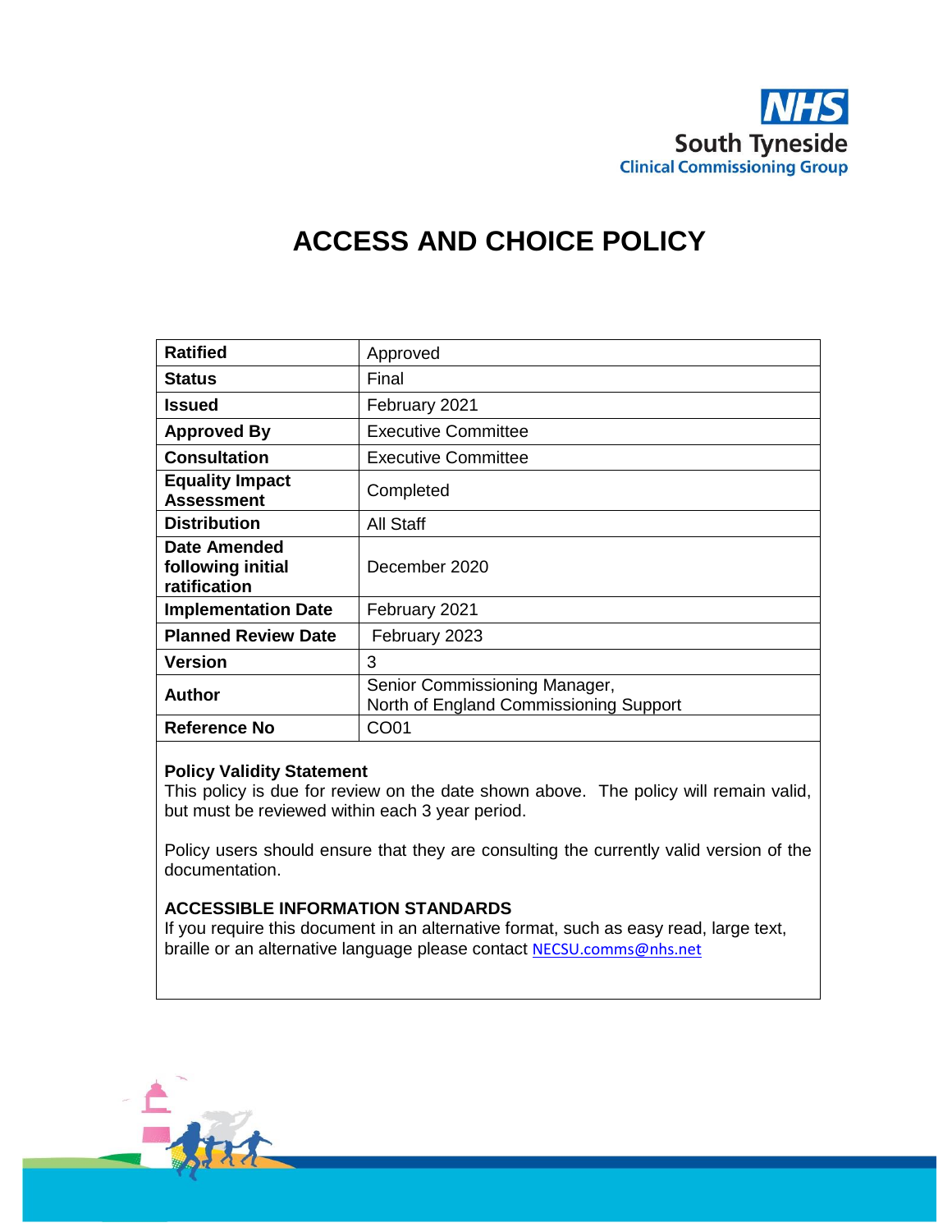NHS South Tyneside Clinical Commissioning Group

# ACCESS AND CHOICE POLICY

| | |
|---|---|
| **Ratified** | Approved |
| **Status** | Final |
| **Issued** | February 2021 |
| **Approved By** | Executive Committee |
| **Consultation** | Executive Committee |
| **Equality Impact Assessment** | Completed |
| **Distribution** | All Staff |
| **Date Amended following initial ratification** | December 2020 |
| **Implementation Date** | February 2021 |
| **Planned Review Date** | February 2023 |
| **Version** | 3 |
| **Author** | Senior Commissioning Manager, North of England Commissioning Support |
| **Reference No** | CO01 |

**Policy Validity Statement**
This policy is due for review on the date shown above. The policy will remain valid, but must be reviewed within each 3 year period.

Policy users should ensure that they are consulting the currently valid version of the documentation.

**ACCESSIBLE INFORMATION STANDARDS**
If you require this document in an alternative format, such as easy read, large text, braille or an alternative language please contact NECSU.comms@nhs.net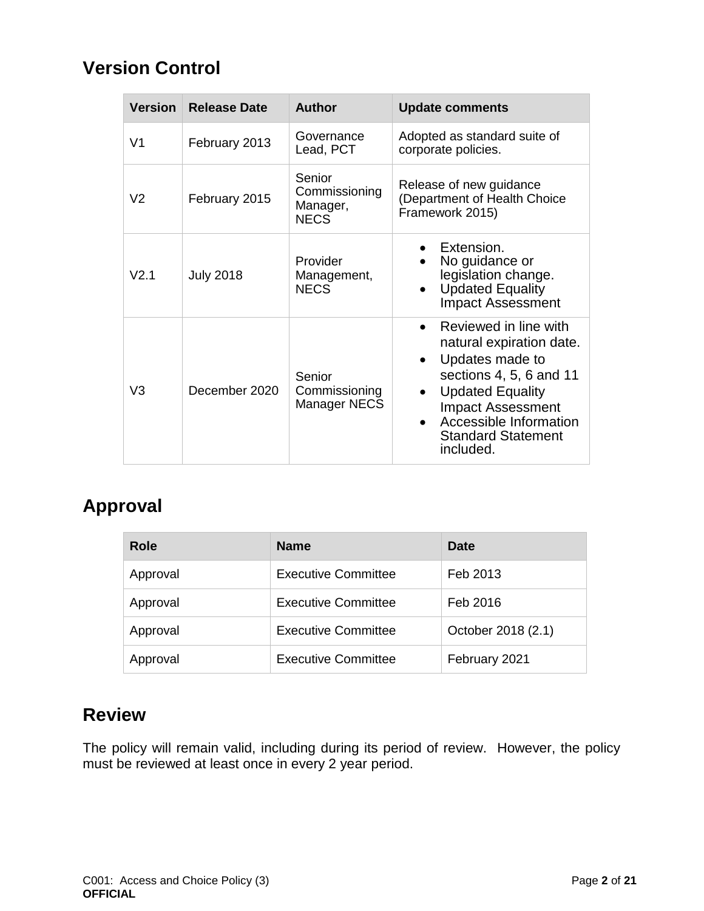## Version Control

| Version | Release Date | Author | Update comments |
|---|---|---|---|
| V1 | February 2013 | Governance Lead, PCT | Adopted as standard suite of corporate policies. |
| V2 | February 2015 | Senior Commissioning Manager, NECS | Release of new guidance (Department of Health Choice Framework 2015) |
| V2.1 | July 2018 | Provider Management, NECS | • Extension.<br>• No guidance or legislation change.<br>• Updated Equality Impact Assessment |
| V3 | December 2020 | Senior Commissioning Manager NECS | • Reviewed in line with natural expiration date.<br>• Updates made to sections 4, 5, 6 and 11<br>• Updated Equality Impact Assessment<br>• Accessible Information Standard Statement included. |

## Approval

| Role | Name | Date |
|---|---|---|
| Approval | Executive Committee | Feb 2013 |
| Approval | Executive Committee | Feb 2016 |
| Approval | Executive Committee | October 2018 (2.1) |
| Approval | Executive Committee | February 2021 |

## Review

The policy will remain valid, including during its period of review. However, the policy must be reviewed at least once in every 2 year period.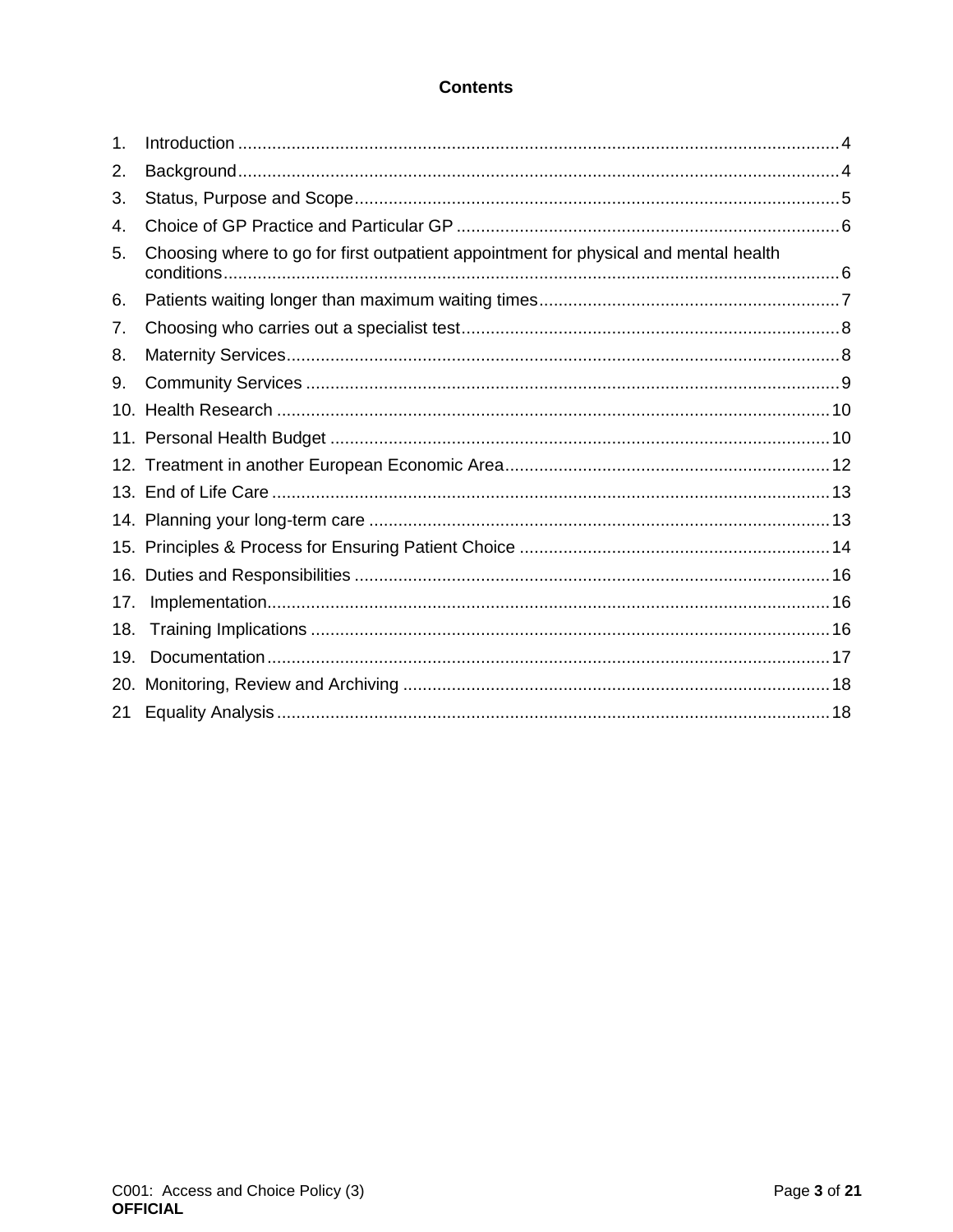# Contents

1. Introduction ........................................................................................................................ 4
2. Background......................................................................................................................... 4
3. Status, Purpose and Scope.................................................................................................. 5
4. Choice of GP Practice and Particular GP ............................................................................. 6
5. Choosing where to go for first outpatient appointment for physical and mental health conditions.............................................................................................................................. 6
6. Patients waiting longer than maximum waiting times............................................................ 7
7. Choosing who carries out a specialist test............................................................................ 8
8. Maternity Services................................................................................................................ 8
9. Community Services ............................................................................................................ 9
10. Health Research ................................................................................................................ 10
11. Personal Health Budget ..................................................................................................... 10
12. Treatment in another European Economic Area.................................................................. 12
13. End of Life Care ................................................................................................................. 13
14. Planning your long-term care .............................................................................................. 13
15. Principles & Process for Ensuring Patient Choice ............................................................... 14
16. Duties and Responsibilities ................................................................................................ 16
17. Implementation................................................................................................................... 16
18. Training Implications .......................................................................................................... 16
19. Documentation................................................................................................................... 17
20. Monitoring, Review and Archiving ....................................................................................... 18
21 Equality Analysis ................................................................................................................. 18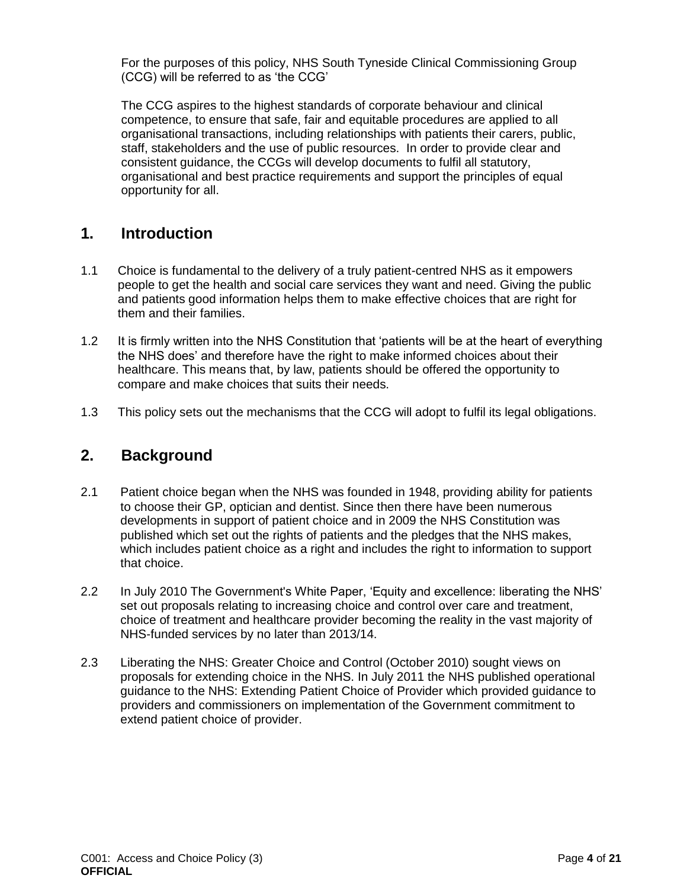For the purposes of this policy, NHS South Tyneside Clinical Commissioning Group (CCG) will be referred to as 'the CCG'

The CCG aspires to the highest standards of corporate behaviour and clinical competence, to ensure that safe, fair and equitable procedures are applied to all organisational transactions, including relationships with patients their carers, public, staff, stakeholders and the use of public resources. In order to provide clear and consistent guidance, the CCGs will develop documents to fulfil all statutory, organisational and best practice requirements and support the principles of equal opportunity for all.

## 1. Introduction

1.1 Choice is fundamental to the delivery of a truly patient-centred NHS as it empowers people to get the health and social care services they want and need. Giving the public and patients good information helps them to make effective choices that are right for them and their families.

1.2 It is firmly written into the NHS Constitution that 'patients will be at the heart of everything the NHS does' and therefore have the right to make informed choices about their healthcare. This means that, by law, patients should be offered the opportunity to compare and make choices that suits their needs.

1.3 This policy sets out the mechanisms that the CCG will adopt to fulfil its legal obligations.

## 2. Background

2.1 Patient choice began when the NHS was founded in 1948, providing ability for patients to choose their GP, optician and dentist. Since then there have been numerous developments in support of patient choice and in 2009 the NHS Constitution was published which set out the rights of patients and the pledges that the NHS makes, which includes patient choice as a right and includes the right to information to support that choice.

2.2 In July 2010 The Government's White Paper, 'Equity and excellence: liberating the NHS' set out proposals relating to increasing choice and control over care and treatment, choice of treatment and healthcare provider becoming the reality in the vast majority of NHS-funded services by no later than 2013/14.

2.3 Liberating the NHS: Greater Choice and Control (October 2010) sought views on proposals for extending choice in the NHS. In July 2011 the NHS published operational guidance to the NHS: Extending Patient Choice of Provider which provided guidance to providers and commissioners on implementation of the Government commitment to extend patient choice of provider.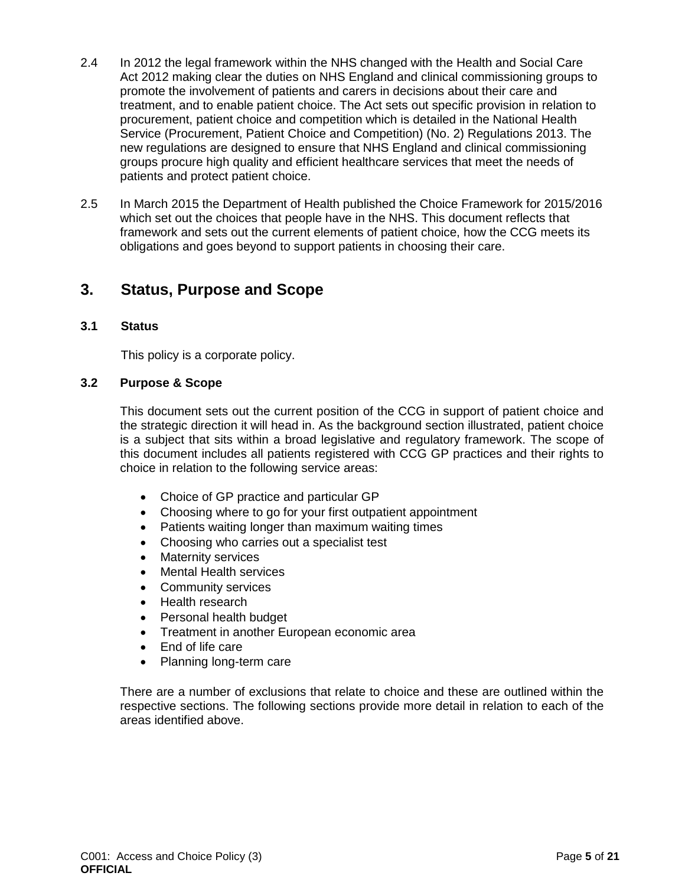2.4 In 2012 the legal framework within the NHS changed with the Health and Social Care Act 2012 making clear the duties on NHS England and clinical commissioning groups to promote the involvement of patients and carers in decisions about their care and treatment, and to enable patient choice. The Act sets out specific provision in relation to procurement, patient choice and competition which is detailed in the National Health Service (Procurement, Patient Choice and Competition) (No. 2) Regulations 2013. The new regulations are designed to ensure that NHS England and clinical commissioning groups procure high quality and efficient healthcare services that meet the needs of patients and protect patient choice.

2.5 In March 2015 the Department of Health published the Choice Framework for 2015/2016 which set out the choices that people have in the NHS. This document reflects that framework and sets out the current elements of patient choice, how the CCG meets its obligations and goes beyond to support patients in choosing their care.

## 3. Status, Purpose and Scope

### 3.1 Status

This policy is a corporate policy.

### 3.2 Purpose & Scope

This document sets out the current position of the CCG in support of patient choice and the strategic direction it will head in. As the background section illustrated, patient choice is a subject that sits within a broad legislative and regulatory framework. The scope of this document includes all patients registered with CCG GP practices and their rights to choice in relation to the following service areas:

- Choice of GP practice and particular GP
- Choosing where to go for your first outpatient appointment
- Patients waiting longer than maximum waiting times
- Choosing who carries out a specialist test
- Maternity services
- Mental Health services
- Community services
- Health research
- Personal health budget
- Treatment in another European economic area
- End of life care
- Planning long-term care

There are a number of exclusions that relate to choice and these are outlined within the respective sections. The following sections provide more detail in relation to each of the areas identified above.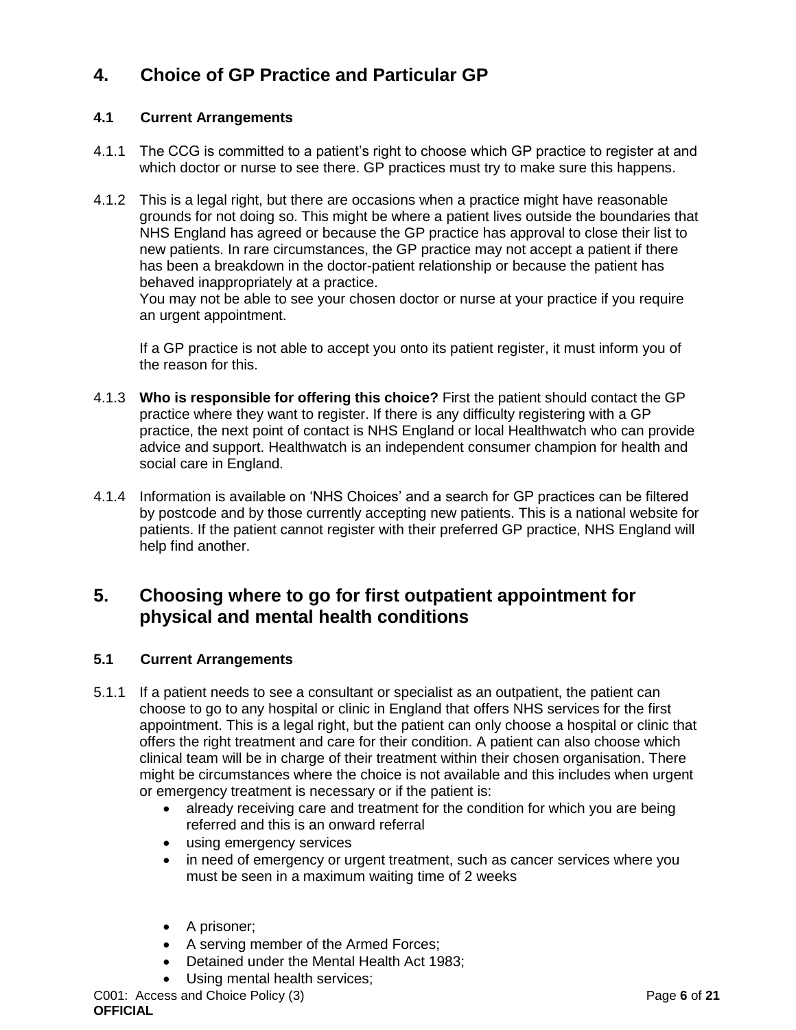## 4. Choice of GP Practice and Particular GP

### 4.1 Current Arrangements

4.1.1 The CCG is committed to a patient's right to choose which GP practice to register at and which doctor or nurse to see there. GP practices must try to make sure this happens.

4.1.2 This is a legal right, but there are occasions when a practice might have reasonable grounds for not doing so. This might be where a patient lives outside the boundaries that NHS England has agreed or because the GP practice has approval to close their list to new patients. In rare circumstances, the GP practice may not accept a patient if there has been a breakdown in the doctor-patient relationship or because the patient has behaved inappropriately at a practice.
You may not be able to see your chosen doctor or nurse at your practice if you require an urgent appointment.

If a GP practice is not able to accept you onto its patient register, it must inform you of the reason for this.

4.1.3 **Who is responsible for offering this choice?** First the patient should contact the GP practice where they want to register. If there is any difficulty registering with a GP practice, the next point of contact is NHS England or local Healthwatch who can provide advice and support. Healthwatch is an independent consumer champion for health and social care in England.

4.1.4 Information is available on 'NHS Choices' and a search for GP practices can be filtered by postcode and by those currently accepting new patients. This is a national website for patients. If the patient cannot register with their preferred GP practice, NHS England will help find another.

## 5. Choosing where to go for first outpatient appointment for physical and mental health conditions

### 5.1 Current Arrangements

5.1.1 If a patient needs to see a consultant or specialist as an outpatient, the patient can choose to go to any hospital or clinic in England that offers NHS services for the first appointment. This is a legal right, but the patient can only choose a hospital or clinic that offers the right treatment and care for their condition. A patient can also choose which clinical team will be in charge of their treatment within their chosen organisation. There might be circumstances where the choice is not available and this includes when urgent or emergency treatment is necessary or if the patient is:

- already receiving care and treatment for the condition for which you are being referred and this is an onward referral
- using emergency services
- in need of emergency or urgent treatment, such as cancer services where you must be seen in a maximum waiting time of 2 weeks

- A prisoner;
- A serving member of the Armed Forces;
- Detained under the Mental Health Act 1983;
- Using mental health services;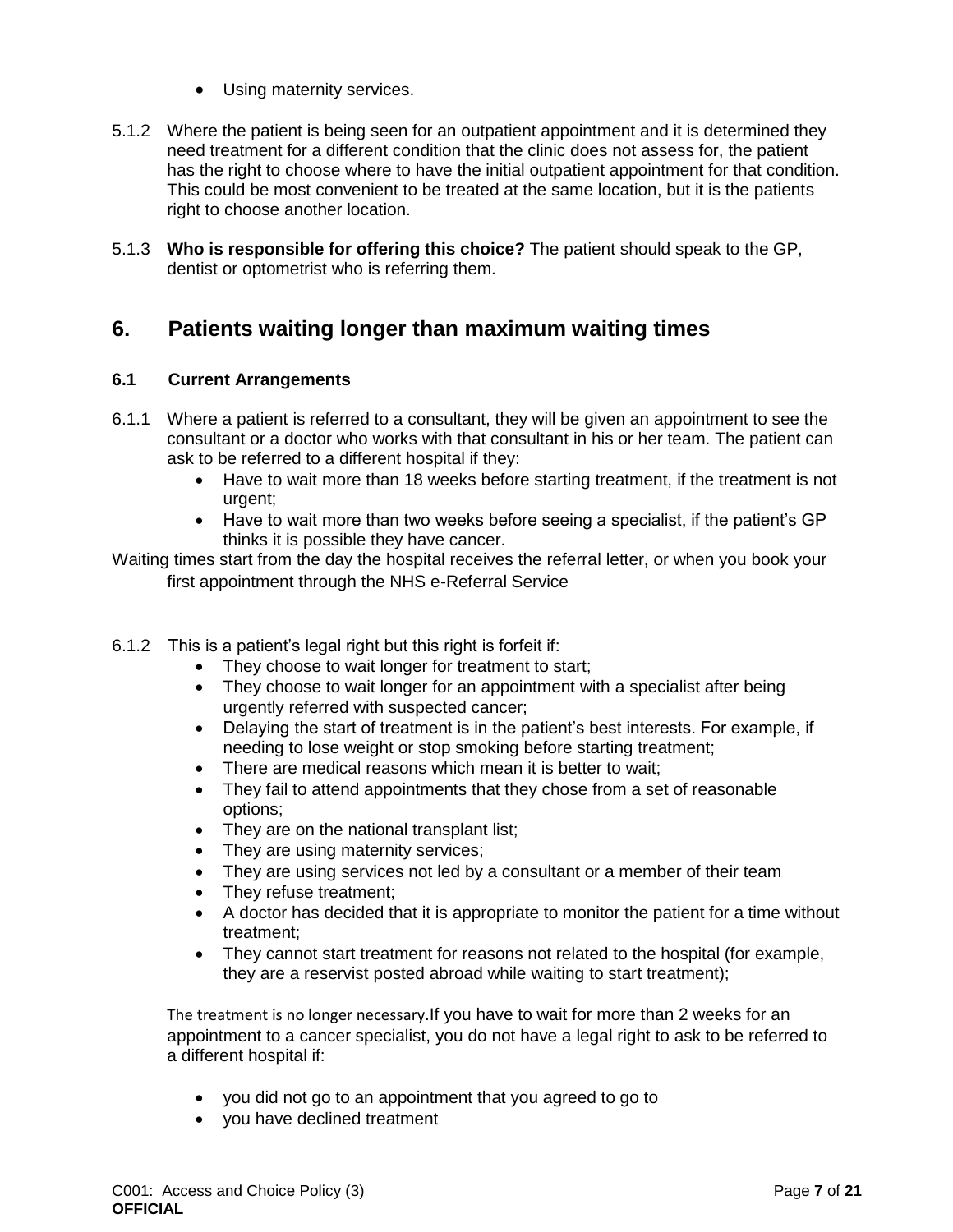- Using maternity services.

5.1.2 Where the patient is being seen for an outpatient appointment and it is determined they need treatment for a different condition that the clinic does not assess for, the patient has the right to choose where to have the initial outpatient appointment for that condition. This could be most convenient to be treated at the same location, but it is the patients right to choose another location.

5.1.3 **Who is responsible for offering this choice?** The patient should speak to the GP, dentist or optometrist who is referring them.

## 6. Patients waiting longer than maximum waiting times

### 6.1 Current Arrangements

6.1.1 Where a patient is referred to a consultant, they will be given an appointment to see the consultant or a doctor who works with that consultant in his or her team. The patient can ask to be referred to a different hospital if they:

- Have to wait more than 18 weeks before starting treatment, if the treatment is not urgent;
- Have to wait more than two weeks before seeing a specialist, if the patient's GP thinks it is possible they have cancer.

Waiting times start from the day the hospital receives the referral letter, or when you book your first appointment through the NHS e-Referral Service

6.1.2 This is a patient's legal right but this right is forfeit if:

- They choose to wait longer for treatment to start;
- They choose to wait longer for an appointment with a specialist after being urgently referred with suspected cancer;
- Delaying the start of treatment is in the patient's best interests. For example, if needing to lose weight or stop smoking before starting treatment;
- There are medical reasons which mean it is better to wait;
- They fail to attend appointments that they chose from a set of reasonable options;
- They are on the national transplant list;
- They are using maternity services;
- They are using services not led by a consultant or a member of their team
- They refuse treatment;
- A doctor has decided that it is appropriate to monitor the patient for a time without treatment;
- They cannot start treatment for reasons not related to the hospital (for example, they are a reservist posted abroad while waiting to start treatment);

The treatment is no longer necessary.If you have to wait for more than 2 weeks for an appointment to a cancer specialist, you do not have a legal right to ask to be referred to a different hospital if:

- you did not go to an appointment that you agreed to go to
- you have declined treatment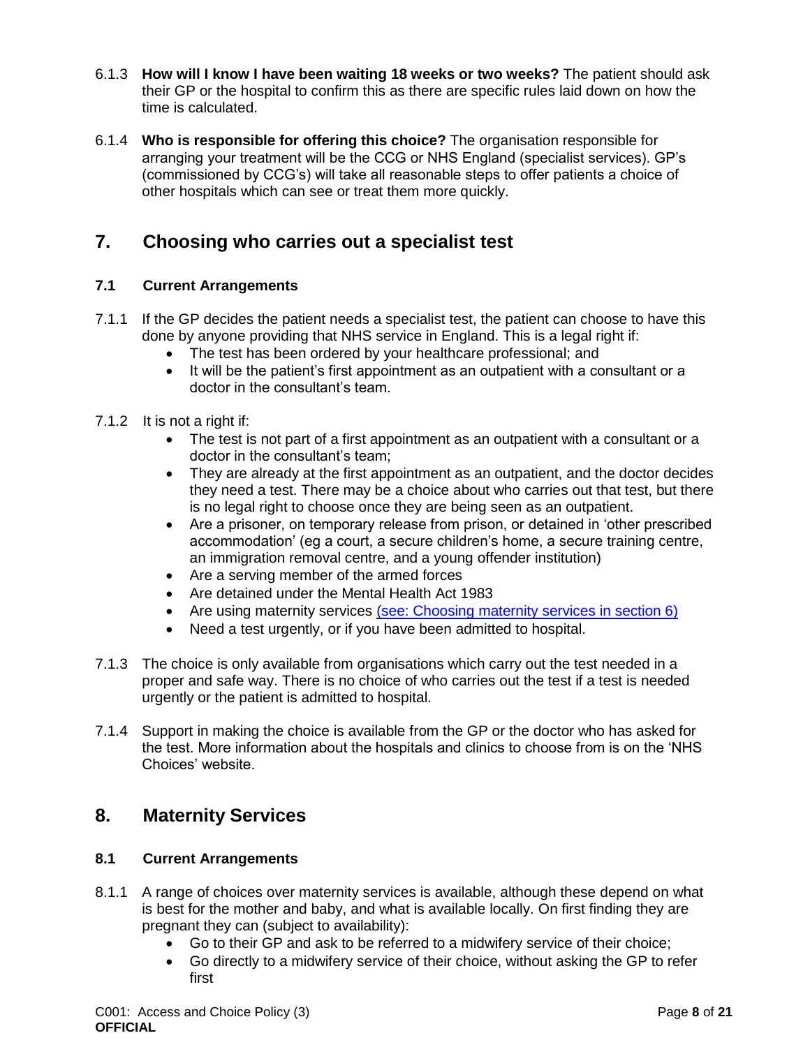6.1.3 **How will I know I have been waiting 18 weeks or two weeks?** The patient should ask their GP or the hospital to confirm this as there are specific rules laid down on how the time is calculated.

6.1.4 **Who is responsible for offering this choice?** The organisation responsible for arranging your treatment will be the CCG or NHS England (specialist services). GP's (commissioned by CCG's) will take all reasonable steps to offer patients a choice of other hospitals which can see or treat them more quickly.

## 7. Choosing who carries out a specialist test

### 7.1 Current Arrangements

7.1.1 If the GP decides the patient needs a specialist test, the patient can choose to have this done by anyone providing that NHS service in England. This is a legal right if:

- The test has been ordered by your healthcare professional; and
- It will be the patient's first appointment as an outpatient with a consultant or a doctor in the consultant's team.

7.1.2 It is not a right if:

- The test is not part of a first appointment as an outpatient with a consultant or a doctor in the consultant's team;
- They are already at the first appointment as an outpatient, and the doctor decides they need a test. There may be a choice about who carries out that test, but there is no legal right to choose once they are being seen as an outpatient.
- Are a prisoner, on temporary release from prison, or detained in 'other prescribed accommodation' (eg a court, a secure children's home, a secure training centre, an immigration removal centre, and a young offender institution)
- Are a serving member of the armed forces
- Are detained under the Mental Health Act 1983
- Are using maternity services (see: Choosing maternity services in section 6)
- Need a test urgently, or if you have been admitted to hospital.

7.1.3 The choice is only available from organisations which carry out the test needed in a proper and safe way. There is no choice of who carries out the test if a test is needed urgently or the patient is admitted to hospital.

7.1.4 Support in making the choice is available from the GP or the doctor who has asked for the test. More information about the hospitals and clinics to choose from is on the 'NHS Choices' website.

## 8. Maternity Services

### 8.1 Current Arrangements

8.1.1 A range of choices over maternity services is available, although these depend on what is best for the mother and baby, and what is available locally. On first finding they are pregnant they can (subject to availability):

- Go to their GP and ask to be referred to a midwifery service of their choice;
- Go directly to a midwifery service of their choice, without asking the GP to refer first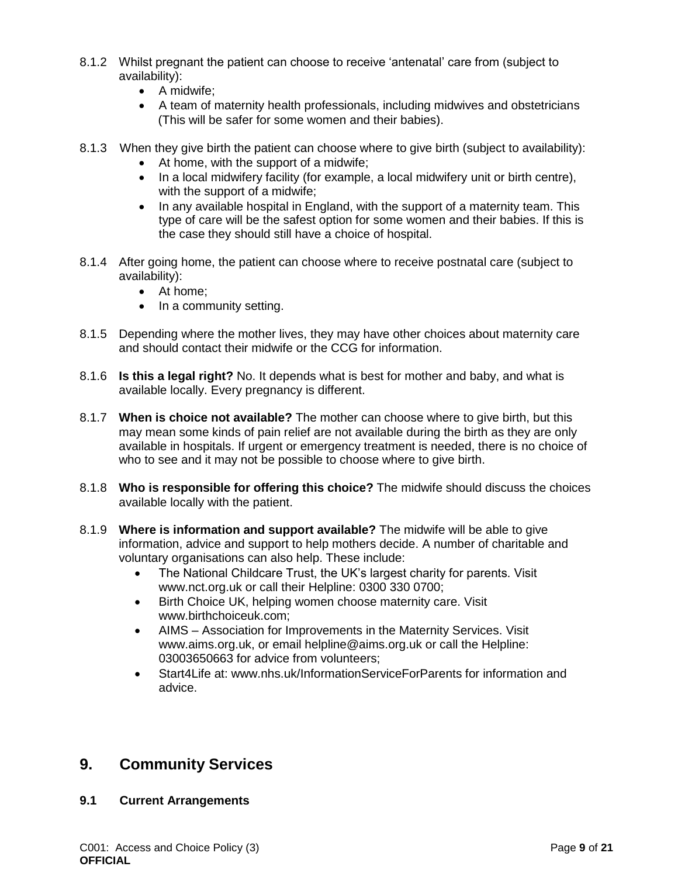8.1.2 Whilst pregnant the patient can choose to receive 'antenatal' care from (subject to availability):

- A midwife;
- A team of maternity health professionals, including midwives and obstetricians (This will be safer for some women and their babies).

8.1.3 When they give birth the patient can choose where to give birth (subject to availability):

- At home, with the support of a midwife;
- In a local midwifery facility (for example, a local midwifery unit or birth centre), with the support of a midwife;
- In any available hospital in England, with the support of a maternity team. This type of care will be the safest option for some women and their babies. If this is the case they should still have a choice of hospital.

8.1.4 After going home, the patient can choose where to receive postnatal care (subject to availability):

- At home;
- In a community setting.

8.1.5 Depending where the mother lives, they may have other choices about maternity care and should contact their midwife or the CCG for information.

8.1.6 **Is this a legal right?** No. It depends what is best for mother and baby, and what is available locally. Every pregnancy is different.

8.1.7 **When is choice not available?** The mother can choose where to give birth, but this may mean some kinds of pain relief are not available during the birth as they are only available in hospitals. If urgent or emergency treatment is needed, there is no choice of who to see and it may not be possible to choose where to give birth.

8.1.8 **Who is responsible for offering this choice?** The midwife should discuss the choices available locally with the patient.

8.1.9 **Where is information and support available?** The midwife will be able to give information, advice and support to help mothers decide. A number of charitable and voluntary organisations can also help. These include:

- The National Childcare Trust, the UK's largest charity for parents. Visit www.nct.org.uk or call their Helpline: 0300 330 0700;
- Birth Choice UK, helping women choose maternity care. Visit www.birthchoiceuk.com;
- AIMS – Association for Improvements in the Maternity Services. Visit www.aims.org.uk, or email helpline@aims.org.uk or call the Helpline: 03003650663 for advice from volunteers;
- Start4Life at: www.nhs.uk/InformationServiceForParents for information and advice.

## 9. Community Services

### 9.1 Current Arrangements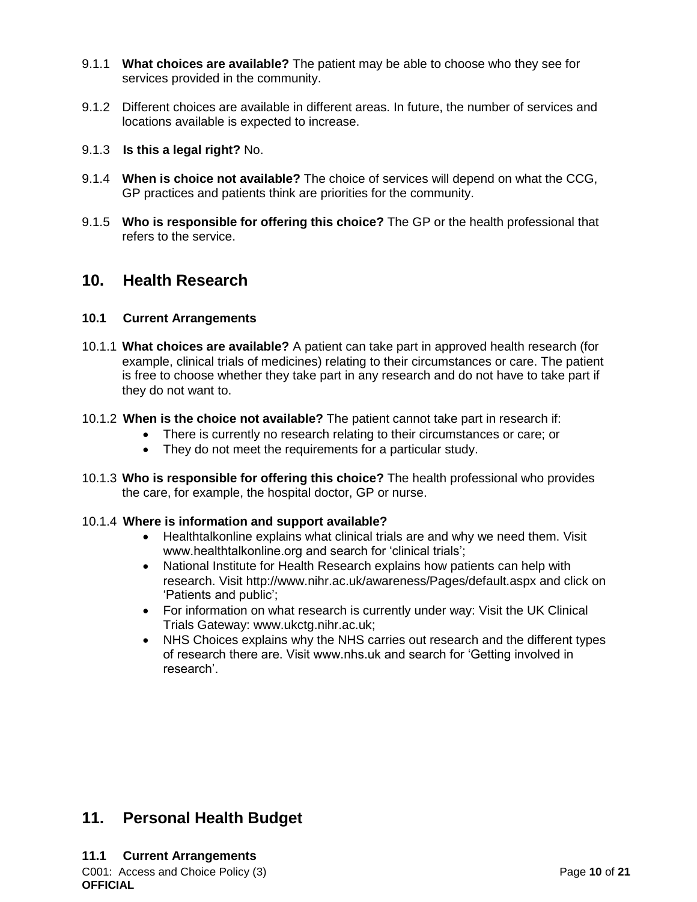9.1.1 **What choices are available?** The patient may be able to choose who they see for services provided in the community.

9.1.2 Different choices are available in different areas. In future, the number of services and locations available is expected to increase.

9.1.3 **Is this a legal right?** No.

9.1.4 **When is choice not available?** The choice of services will depend on what the CCG, GP practices and patients think are priorities for the community.

9.1.5 **Who is responsible for offering this choice?** The GP or the health professional that refers to the service.

## 10. Health Research

### 10.1 Current Arrangements

10.1.1 **What choices are available?** A patient can take part in approved health research (for example, clinical trials of medicines) relating to their circumstances or care. The patient is free to choose whether they take part in any research and do not have to take part if they do not want to.

10.1.2 **When is the choice not available?** The patient cannot take part in research if:

- There is currently no research relating to their circumstances or care; or
- They do not meet the requirements for a particular study.

10.1.3 **Who is responsible for offering this choice?** The health professional who provides the care, for example, the hospital doctor, GP or nurse.

10.1.4 **Where is information and support available?**

- Healthtalkonline explains what clinical trials are and why we need them. Visit www.healthtalkonline.org and search for 'clinical trials';
- National Institute for Health Research explains how patients can help with research. Visit http://www.nihr.ac.uk/awareness/Pages/default.aspx and click on 'Patients and public';
- For information on what research is currently under way: Visit the UK Clinical Trials Gateway: www.ukctg.nihr.ac.uk;
- NHS Choices explains why the NHS carries out research and the different types of research there are. Visit www.nhs.uk and search for 'Getting involved in research'.

## 11. Personal Health Budget

### 11.1 Current Arrangements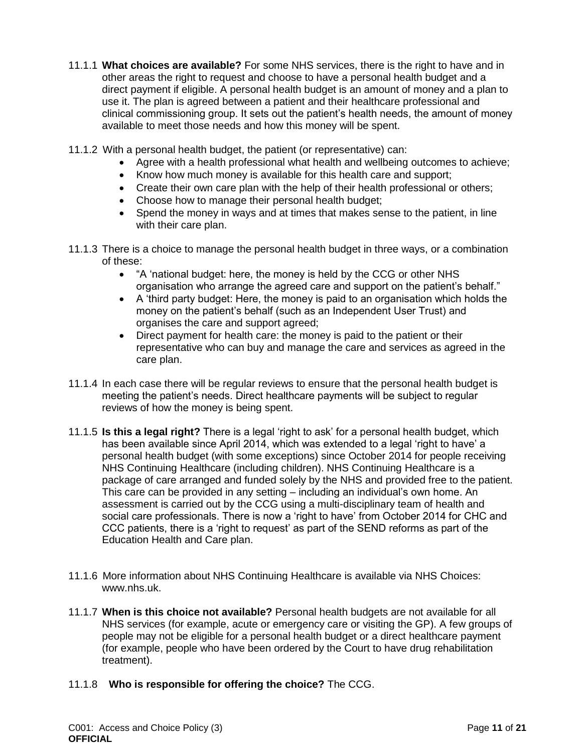11.1.1 **What choices are available?** For some NHS services, there is the right to have and in other areas the right to request and choose to have a personal health budget and a direct payment if eligible. A personal health budget is an amount of money and a plan to use it. The plan is agreed between a patient and their healthcare professional and clinical commissioning group. It sets out the patient's health needs, the amount of money available to meet those needs and how this money will be spent.

11.1.2 With a personal health budget, the patient (or representative) can:

- Agree with a health professional what health and wellbeing outcomes to achieve;
- Know how much money is available for this health care and support;
- Create their own care plan with the help of their health professional or others;
- Choose how to manage their personal health budget;
- Spend the money in ways and at times that makes sense to the patient, in line with their care plan.

11.1.3 There is a choice to manage the personal health budget in three ways, or a combination of these:

- "A 'national budget: here, the money is held by the CCG or other NHS organisation who arrange the agreed care and support on the patient's behalf."
- A 'third party budget: Here, the money is paid to an organisation which holds the money on the patient's behalf (such as an Independent User Trust) and organises the care and support agreed;
- Direct payment for health care: the money is paid to the patient or their representative who can buy and manage the care and services as agreed in the care plan.

11.1.4 In each case there will be regular reviews to ensure that the personal health budget is meeting the patient's needs. Direct healthcare payments will be subject to regular reviews of how the money is being spent.

11.1.5 **Is this a legal right?** There is a legal 'right to ask' for a personal health budget, which has been available since April 2014, which was extended to a legal 'right to have' a personal health budget (with some exceptions) since October 2014 for people receiving NHS Continuing Healthcare (including children). NHS Continuing Healthcare is a package of care arranged and funded solely by the NHS and provided free to the patient. This care can be provided in any setting – including an individual's own home. An assessment is carried out by the CCG using a multi-disciplinary team of health and social care professionals. There is now a 'right to have' from October 2014 for CHC and CCC patients, there is a 'right to request' as part of the SEND reforms as part of the Education Health and Care plan.

11.1.6 More information about NHS Continuing Healthcare is available via NHS Choices: www.nhs.uk.

11.1.7 **When is this choice not available?** Personal health budgets are not available for all NHS services (for example, acute or emergency care or visiting the GP). A few groups of people may not be eligible for a personal health budget or a direct healthcare payment (for example, people who have been ordered by the Court to have drug rehabilitation treatment).

11.1.8 **Who is responsible for offering the choice?** The CCG.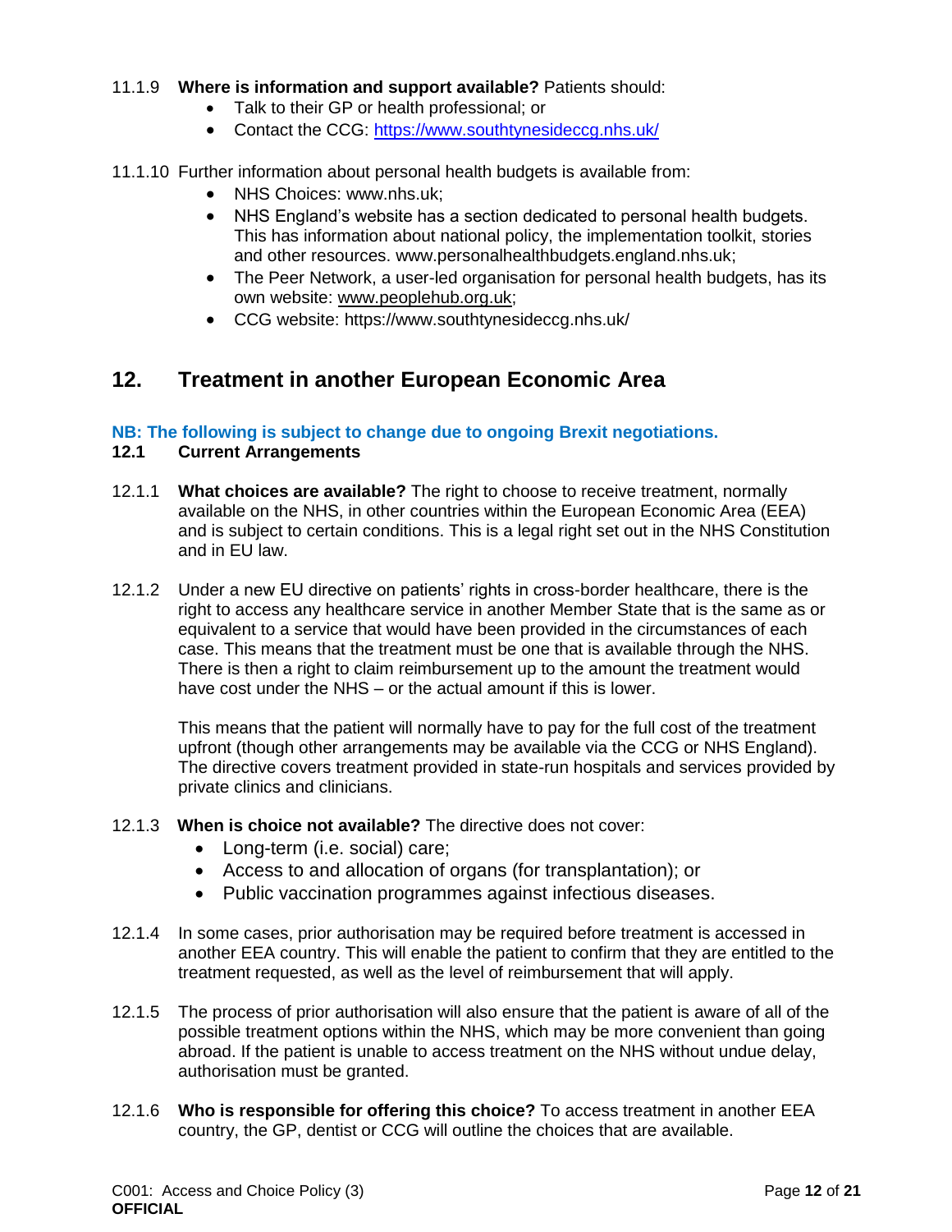11.1.9 **Where is information and support available?** Patients should:

- Talk to their GP or health professional; or
- Contact the CCG: https://www.southtynesideccg.nhs.uk/

11.1.10 Further information about personal health budgets is available from:

- NHS Choices: www.nhs.uk;
- NHS England's website has a section dedicated to personal health budgets. This has information about national policy, the implementation toolkit, stories and other resources. www.personalhealthbudgets.england.nhs.uk;
- The Peer Network, a user-led organisation for personal health budgets, has its own website: www.peoplehub.org.uk;
- CCG website: https://www.southtynesideccg.nhs.uk/

## 12. Treatment in another European Economic Area

**NB: The following is subject to change due to ongoing Brexit negotiations.**

### 12.1 Current Arrangements

12.1.1 **What choices are available?** The right to choose to receive treatment, normally available on the NHS, in other countries within the European Economic Area (EEA) and is subject to certain conditions. This is a legal right set out in the NHS Constitution and in EU law.

12.1.2 Under a new EU directive on patients' rights in cross-border healthcare, there is the right to access any healthcare service in another Member State that is the same as or equivalent to a service that would have been provided in the circumstances of each case. This means that the treatment must be one that is available through the NHS. There is then a right to claim reimbursement up to the amount the treatment would have cost under the NHS – or the actual amount if this is lower.

This means that the patient will normally have to pay for the full cost of the treatment upfront (though other arrangements may be available via the CCG or NHS England). The directive covers treatment provided in state-run hospitals and services provided by private clinics and clinicians.

12.1.3 **When is choice not available?** The directive does not cover:

- Long-term (i.e. social) care;
- Access to and allocation of organs (for transplantation); or
- Public vaccination programmes against infectious diseases.

12.1.4 In some cases, prior authorisation may be required before treatment is accessed in another EEA country. This will enable the patient to confirm that they are entitled to the treatment requested, as well as the level of reimbursement that will apply.

12.1.5 The process of prior authorisation will also ensure that the patient is aware of all of the possible treatment options within the NHS, which may be more convenient than going abroad. If the patient is unable to access treatment on the NHS without undue delay, authorisation must be granted.

12.1.6 **Who is responsible for offering this choice?** To access treatment in another EEA country, the GP, dentist or CCG will outline the choices that are available.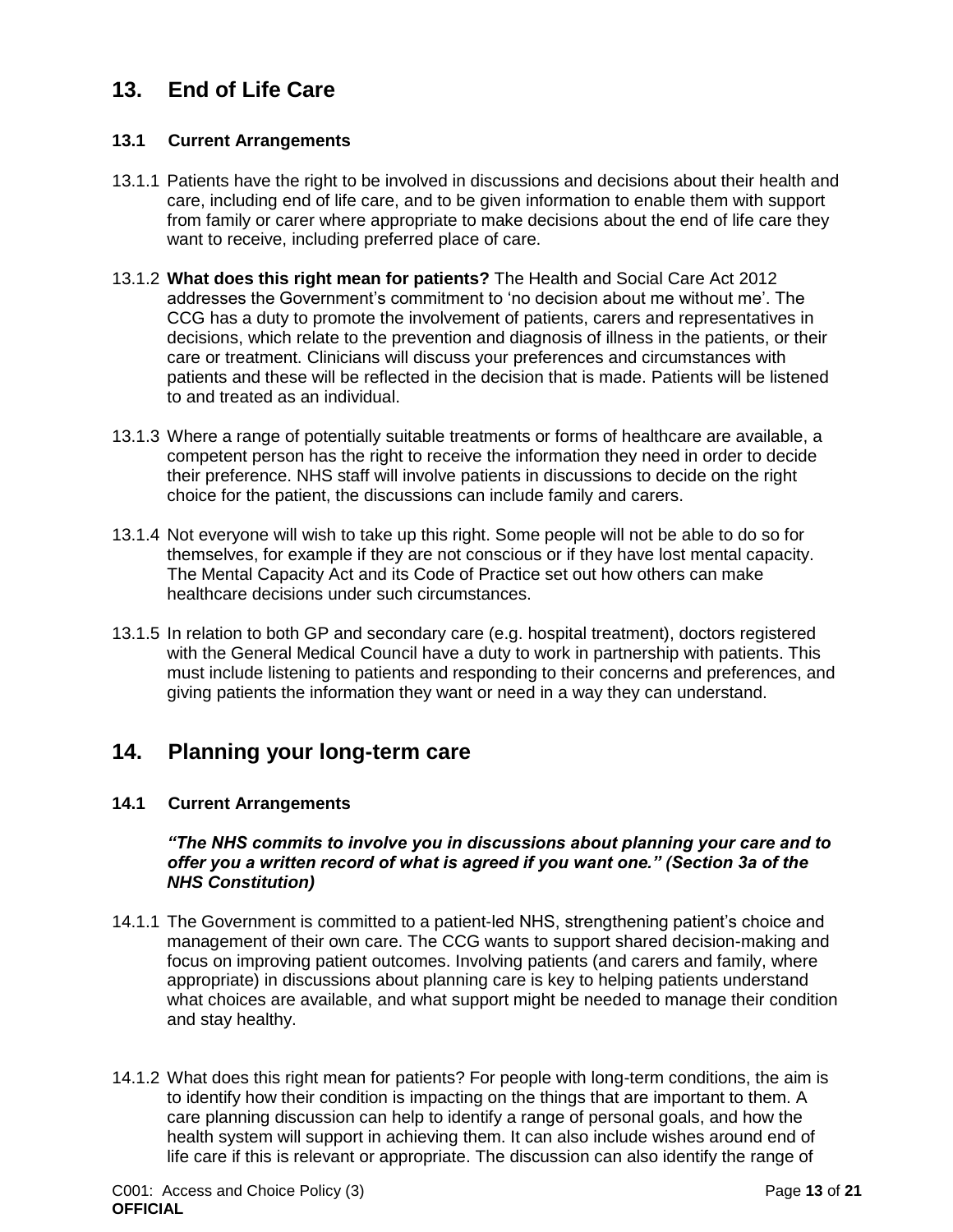## 13. End of Life Care

### 13.1 Current Arrangements

13.1.1 Patients have the right to be involved in discussions and decisions about their health and care, including end of life care, and to be given information to enable them with support from family or carer where appropriate to make decisions about the end of life care they want to receive, including preferred place of care.

13.1.2 **What does this right mean for patients?** The Health and Social Care Act 2012 addresses the Government's commitment to 'no decision about me without me'. The CCG has a duty to promote the involvement of patients, carers and representatives in decisions, which relate to the prevention and diagnosis of illness in the patients, or their care or treatment. Clinicians will discuss your preferences and circumstances with patients and these will be reflected in the decision that is made. Patients will be listened to and treated as an individual.

13.1.3 Where a range of potentially suitable treatments or forms of healthcare are available, a competent person has the right to receive the information they need in order to decide their preference. NHS staff will involve patients in discussions to decide on the right choice for the patient, the discussions can include family and carers.

13.1.4 Not everyone will wish to take up this right. Some people will not be able to do so for themselves, for example if they are not conscious or if they have lost mental capacity. The Mental Capacity Act and its Code of Practice set out how others can make healthcare decisions under such circumstances.

13.1.5 In relation to both GP and secondary care (e.g. hospital treatment), doctors registered with the General Medical Council have a duty to work in partnership with patients. This must include listening to patients and responding to their concerns and preferences, and giving patients the information they want or need in a way they can understand.

## 14. Planning your long-term care

### 14.1 Current Arrangements

***"The NHS commits to involve you in discussions about planning your care and to offer you a written record of what is agreed if you want one." (Section 3a of the NHS Constitution)***

14.1.1 The Government is committed to a patient-led NHS, strengthening patient's choice and management of their own care. The CCG wants to support shared decision-making and focus on improving patient outcomes. Involving patients (and carers and family, where appropriate) in discussions about planning care is key to helping patients understand what choices are available, and what support might be needed to manage their condition and stay healthy.

14.1.2 What does this right mean for patients? For people with long-term conditions, the aim is to identify how their condition is impacting on the things that are important to them. A care planning discussion can help to identify a range of personal goals, and how the health system will support in achieving them. It can also include wishes around end of life care if this is relevant or appropriate. The discussion can also identify the range of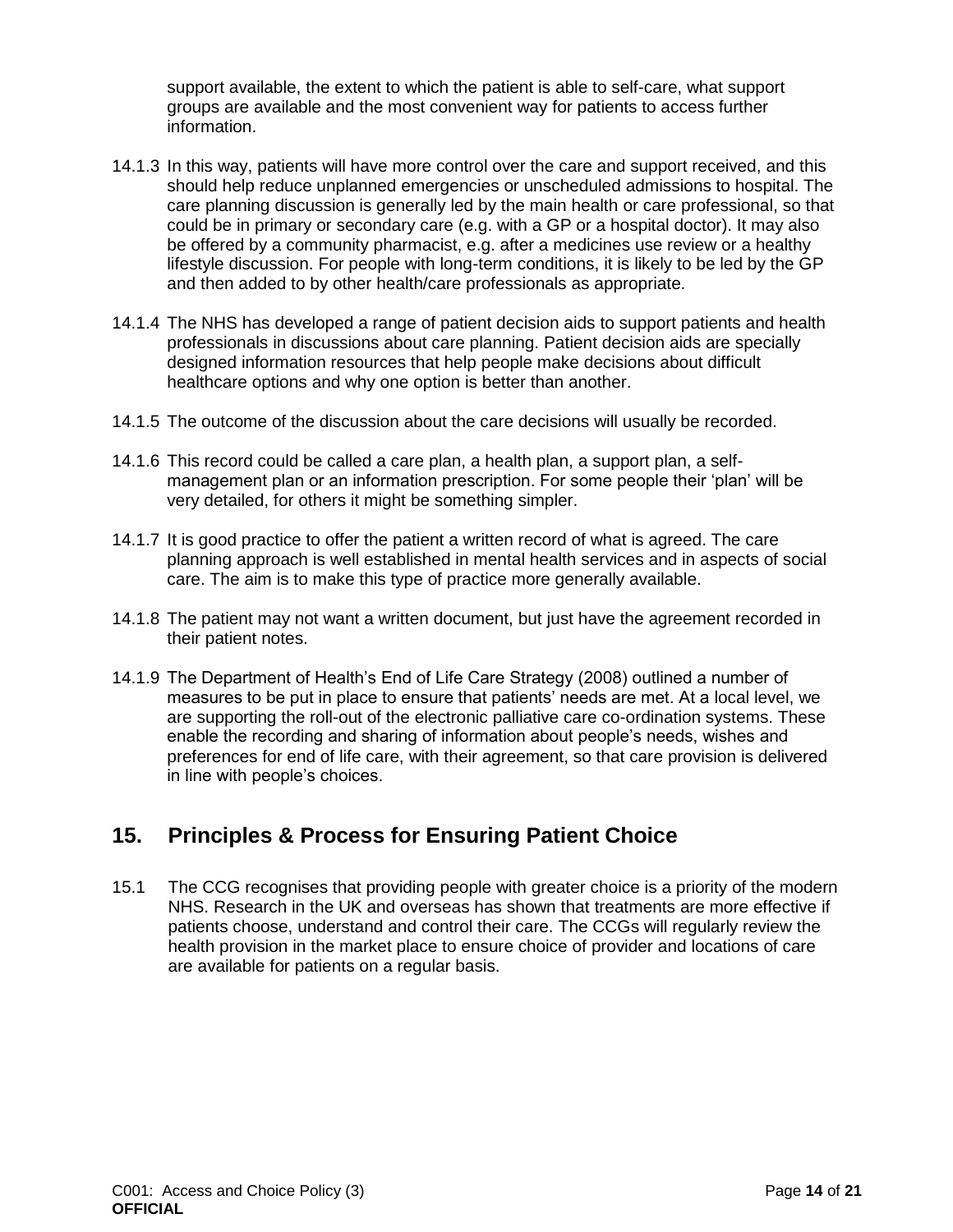support available, the extent to which the patient is able to self-care, what support groups are available and the most convenient way for patients to access further information.

14.1.3 In this way, patients will have more control over the care and support received, and this should help reduce unplanned emergencies or unscheduled admissions to hospital. The care planning discussion is generally led by the main health or care professional, so that could be in primary or secondary care (e.g. with a GP or a hospital doctor). It may also be offered by a community pharmacist, e.g. after a medicines use review or a healthy lifestyle discussion. For people with long-term conditions, it is likely to be led by the GP and then added to by other health/care professionals as appropriate.

14.1.4 The NHS has developed a range of patient decision aids to support patients and health professionals in discussions about care planning. Patient decision aids are specially designed information resources that help people make decisions about difficult healthcare options and why one option is better than another.

14.1.5 The outcome of the discussion about the care decisions will usually be recorded.

14.1.6 This record could be called a care plan, a health plan, a support plan, a self-management plan or an information prescription. For some people their 'plan' will be very detailed, for others it might be something simpler.

14.1.7 It is good practice to offer the patient a written record of what is agreed. The care planning approach is well established in mental health services and in aspects of social care. The aim is to make this type of practice more generally available.

14.1.8 The patient may not want a written document, but just have the agreement recorded in their patient notes.

14.1.9 The Department of Health's End of Life Care Strategy (2008) outlined a number of measures to be put in place to ensure that patients' needs are met. At a local level, we are supporting the roll-out of the electronic palliative care co-ordination systems. These enable the recording and sharing of information about people's needs, wishes and preferences for end of life care, with their agreement, so that care provision is delivered in line with people's choices.

## 15. Principles & Process for Ensuring Patient Choice

15.1 The CCG recognises that providing people with greater choice is a priority of the modern NHS. Research in the UK and overseas has shown that treatments are more effective if patients choose, understand and control their care. The CCGs will regularly review the health provision in the market place to ensure choice of provider and locations of care are available for patients on a regular basis.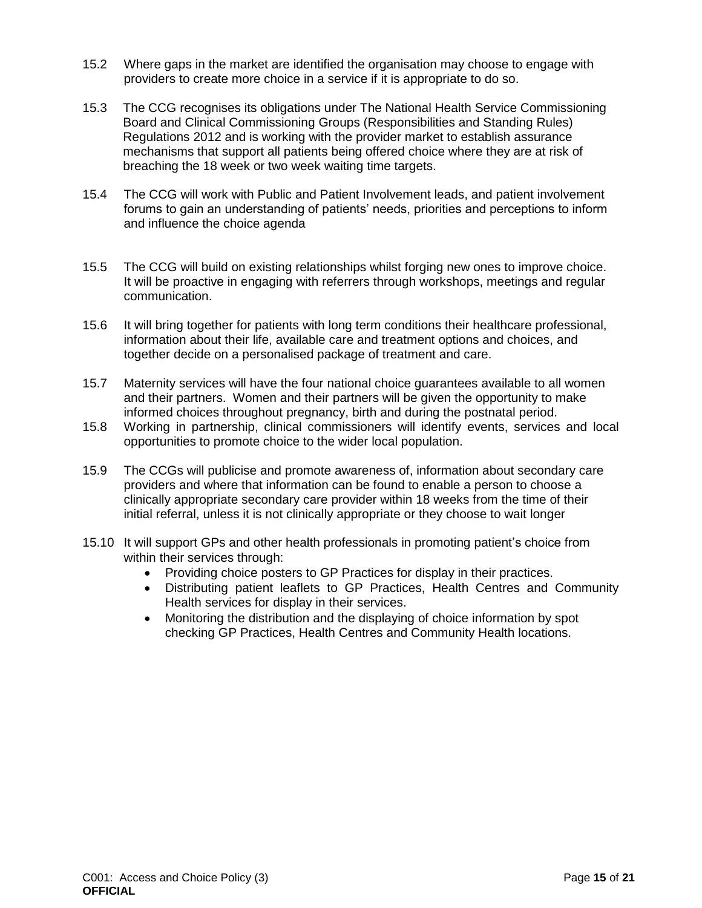15.2 Where gaps in the market are identified the organisation may choose to engage with providers to create more choice in a service if it is appropriate to do so.

15.3 The CCG recognises its obligations under The National Health Service Commissioning Board and Clinical Commissioning Groups (Responsibilities and Standing Rules) Regulations 2012 and is working with the provider market to establish assurance mechanisms that support all patients being offered choice where they are at risk of breaching the 18 week or two week waiting time targets.

15.4 The CCG will work with Public and Patient Involvement leads, and patient involvement forums to gain an understanding of patients' needs, priorities and perceptions to inform and influence the choice agenda

15.5 The CCG will build on existing relationships whilst forging new ones to improve choice. It will be proactive in engaging with referrers through workshops, meetings and regular communication.

15.6 It will bring together for patients with long term conditions their healthcare professional, information about their life, available care and treatment options and choices, and together decide on a personalised package of treatment and care.

15.7 Maternity services will have the four national choice guarantees available to all women and their partners. Women and their partners will be given the opportunity to make informed choices throughout pregnancy, birth and during the postnatal period.

15.8 Working in partnership, clinical commissioners will identify events, services and local opportunities to promote choice to the wider local population.

15.9 The CCGs will publicise and promote awareness of, information about secondary care providers and where that information can be found to enable a person to choose a clinically appropriate secondary care provider within 18 weeks from the time of their initial referral, unless it is not clinically appropriate or they choose to wait longer

15.10 It will support GPs and other health professionals in promoting patient's choice from within their services through:

- Providing choice posters to GP Practices for display in their practices.
- Distributing patient leaflets to GP Practices, Health Centres and Community Health services for display in their services.
- Monitoring the distribution and the displaying of choice information by spot checking GP Practices, Health Centres and Community Health locations.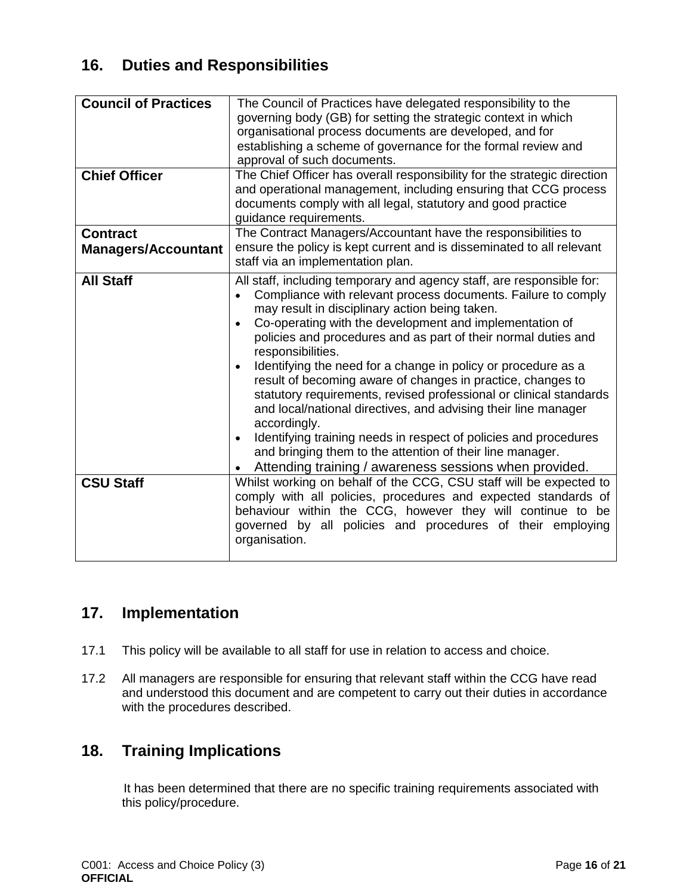## 16. Duties and Responsibilities

| | |
|---|---|
| **Council of Practices** | The Council of Practices have delegated responsibility to the governing body (GB) for setting the strategic context in which organisational process documents are developed, and for establishing a scheme of governance for the formal review and approval of such documents. |
| **Chief Officer** | The Chief Officer has overall responsibility for the strategic direction and operational management, including ensuring that CCG process documents comply with all legal, statutory and good practice guidance requirements. |
| **Contract Managers/Accountant** | The Contract Managers/Accountant have the responsibilities to ensure the policy is kept current and is disseminated to all relevant staff via an implementation plan. |
| **All Staff** | All staff, including temporary and agency staff, are responsible for:<br>• Compliance with relevant process documents. Failure to comply may result in disciplinary action being taken.<br>• Co-operating with the development and implementation of policies and procedures and as part of their normal duties and responsibilities.<br>• Identifying the need for a change in policy or procedure as a result of becoming aware of changes in practice, changes to statutory requirements, revised professional or clinical standards and local/national directives, and advising their line manager accordingly.<br>• Identifying training needs in respect of policies and procedures and bringing them to the attention of their line manager.<br>• Attending training / awareness sessions when provided. |
| **CSU Staff** | Whilst working on behalf of the CCG, CSU staff will be expected to comply with all policies, procedures and expected standards of behaviour within the CCG, however they will continue to be governed by all policies and procedures of their employing organisation. |

## 17. Implementation

17.1 This policy will be available to all staff for use in relation to access and choice.

17.2 All managers are responsible for ensuring that relevant staff within the CCG have read and understood this document and are competent to carry out their duties in accordance with the procedures described.

## 18. Training Implications

It has been determined that there are no specific training requirements associated with this policy/procedure.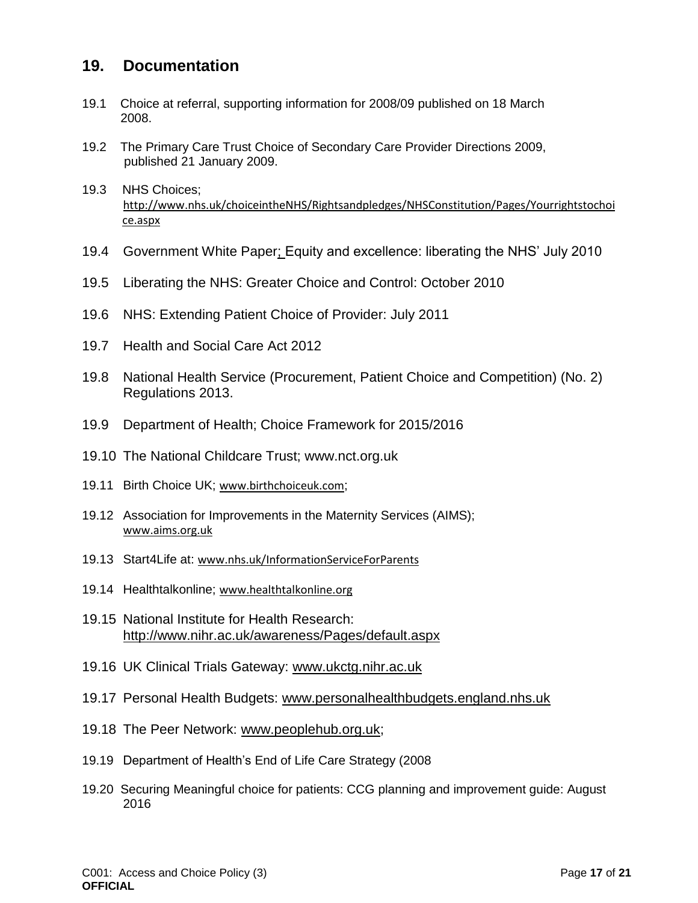## 19. Documentation

19.1 Choice at referral, supporting information for 2008/09 published on 18 March 2008.

19.2 The Primary Care Trust Choice of Secondary Care Provider Directions 2009, published 21 January 2009.

19.3 NHS Choices; http://www.nhs.uk/choiceintheNHS/Rightsandpledges/NHSConstitution/Pages/Yourrightstochoice.aspx

19.4 Government White Paper; Equity and excellence: liberating the NHS' July 2010

19.5 Liberating the NHS: Greater Choice and Control: October 2010

19.6 NHS: Extending Patient Choice of Provider: July 2011

19.7 Health and Social Care Act 2012

19.8 National Health Service (Procurement, Patient Choice and Competition) (No. 2) Regulations 2013.

19.9 Department of Health; Choice Framework for 2015/2016

19.10 The National Childcare Trust; www.nct.org.uk

19.11 Birth Choice UK; www.birthchoiceuk.com;

19.12 Association for Improvements in the Maternity Services (AIMS); www.aims.org.uk

19.13 Start4Life at: www.nhs.uk/InformationServiceForParents

19.14 Healthtalkonline; www.healthtalkonline.org

19.15 National Institute for Health Research: http://www.nihr.ac.uk/awareness/Pages/default.aspx

19.16 UK Clinical Trials Gateway: www.ukctg.nihr.ac.uk

19.17 Personal Health Budgets: www.personalhealthbudgets.england.nhs.uk

19.18 The Peer Network: www.peoplehub.org.uk;

19.19 Department of Health's End of Life Care Strategy (2008

19.20 Securing Meaningful choice for patients: CCG planning and improvement guide: August 2016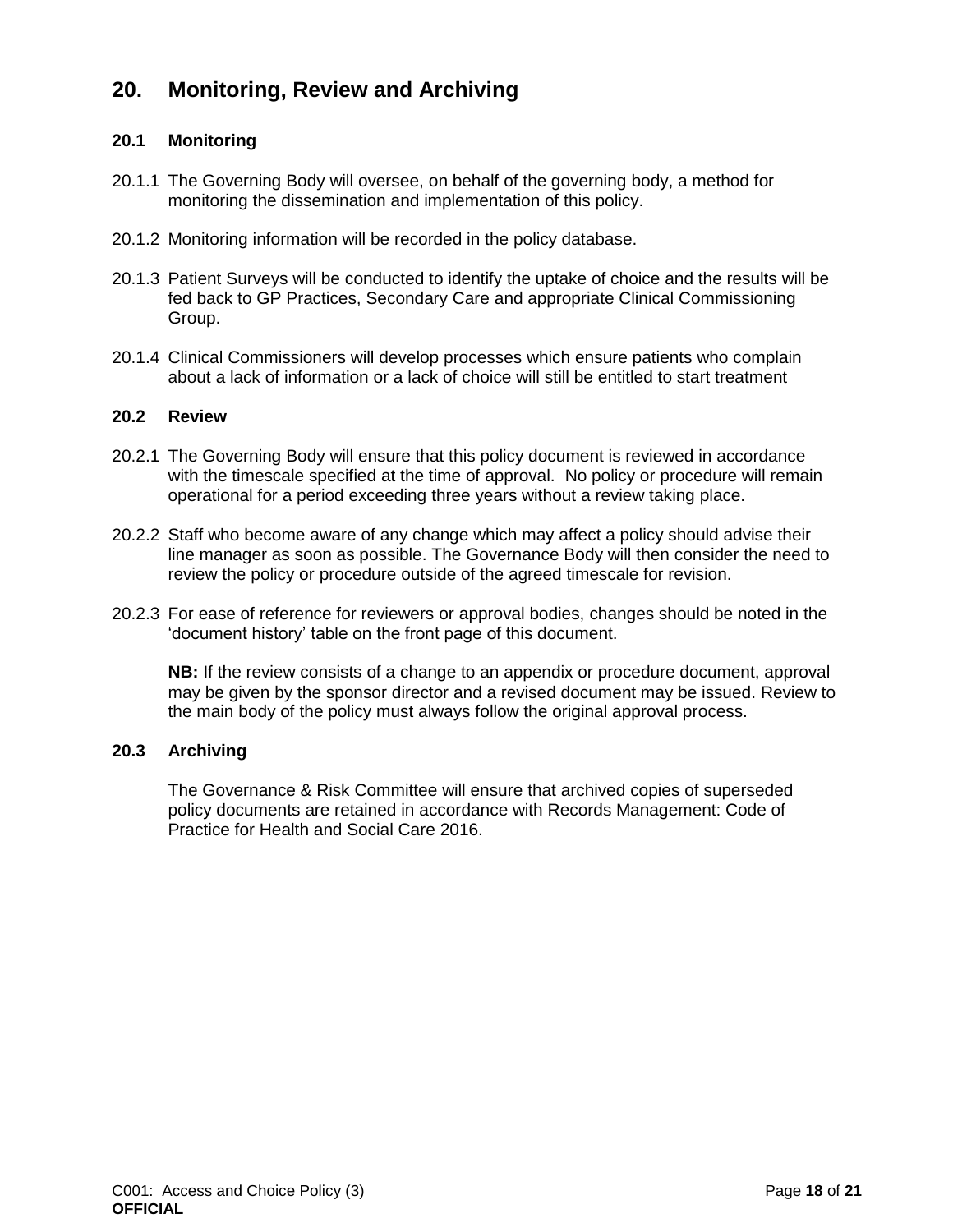## 20. Monitoring, Review and Archiving

### 20.1 Monitoring

20.1.1 The Governing Body will oversee, on behalf of the governing body, a method for monitoring the dissemination and implementation of this policy.

20.1.2 Monitoring information will be recorded in the policy database.

20.1.3 Patient Surveys will be conducted to identify the uptake of choice and the results will be fed back to GP Practices, Secondary Care and appropriate Clinical Commissioning Group.

20.1.4 Clinical Commissioners will develop processes which ensure patients who complain about a lack of information or a lack of choice will still be entitled to start treatment

### 20.2 Review

20.2.1 The Governing Body will ensure that this policy document is reviewed in accordance with the timescale specified at the time of approval. No policy or procedure will remain operational for a period exceeding three years without a review taking place.

20.2.2 Staff who become aware of any change which may affect a policy should advise their line manager as soon as possible. The Governance Body will then consider the need to review the policy or procedure outside of the agreed timescale for revision.

20.2.3 For ease of reference for reviewers or approval bodies, changes should be noted in the ‘document history’ table on the front page of this document.

**NB:** If the review consists of a change to an appendix or procedure document, approval may be given by the sponsor director and a revised document may be issued. Review to the main body of the policy must always follow the original approval process.

### 20.3 Archiving

The Governance & Risk Committee will ensure that archived copies of superseded policy documents are retained in accordance with Records Management: Code of Practice for Health and Social Care 2016.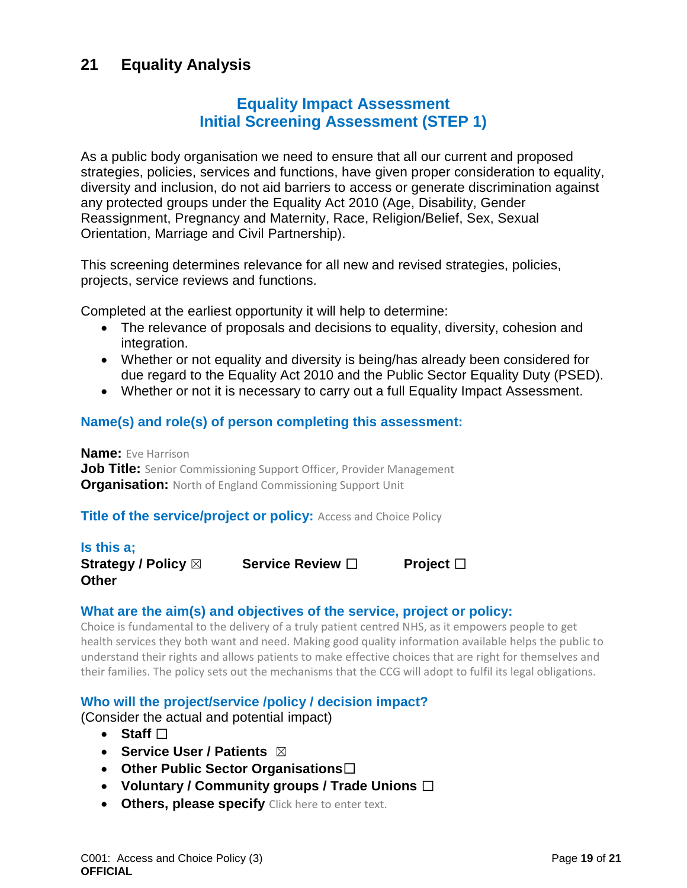# 21 Equality Analysis

## Equality Impact Assessment
## Initial Screening Assessment (STEP 1)

As a public body organisation we need to ensure that all our current and proposed strategies, policies, services and functions, have given proper consideration to equality, diversity and inclusion, do not aid barriers to access or generate discrimination against any protected groups under the Equality Act 2010 (Age, Disability, Gender Reassignment, Pregnancy and Maternity, Race, Religion/Belief, Sex, Sexual Orientation, Marriage and Civil Partnership).

This screening determines relevance for all new and revised strategies, policies, projects, service reviews and functions.

Completed at the earliest opportunity it will help to determine:

- The relevance of proposals and decisions to equality, diversity, cohesion and integration.
- Whether or not equality and diversity is being/has already been considered for due regard to the Equality Act 2010 and the Public Sector Equality Duty (PSED).
- Whether or not it is necessary to carry out a full Equality Impact Assessment.

### Name(s) and role(s) of person completing this assessment:

**Name:** Eve Harrison
**Job Title:** Senior Commissioning Support Officer, Provider Management
**Organisation:** North of England Commissioning Support Unit

**Title of the service/project or policy:** Access and Choice Policy

**Is this a;**
**Strategy / Policy** ☒ **Service Review** ☐ **Project** ☐
**Other**

### What are the aim(s) and objectives of the service, project or policy:

Choice is fundamental to the delivery of a truly patient centred NHS, as it empowers people to get health services they both want and need. Making good quality information available helps the public to understand their rights and allows patients to make effective choices that are right for themselves and their families. The policy sets out the mechanisms that the CCG will adopt to fulfil its legal obligations.

### Who will the project/service /policy / decision impact?

(Consider the actual and potential impact)

- **Staff** ☐
- **Service User / Patients** ☒
- **Other Public Sector Organisations** ☐
- **Voluntary / Community groups / Trade Unions** ☐
- **Others, please specify** Click here to enter text.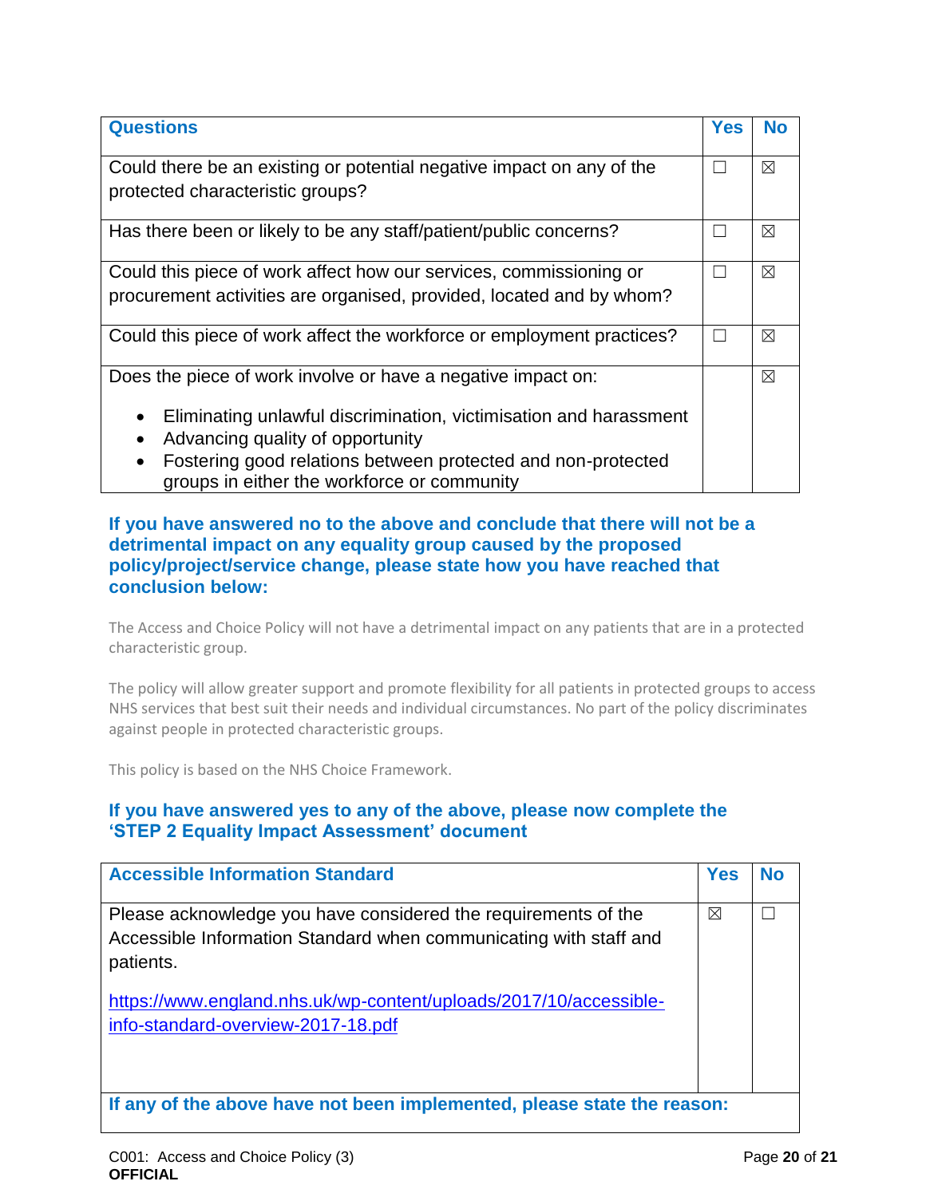| Questions | Yes | No |
|---|---|---|
| Could there be an existing or potential negative impact on any of the protected characteristic groups? | ☐ | ☒ |
| Has there been or likely to be any staff/patient/public concerns? | ☐ | ☒ |
| Could this piece of work affect how our services, commissioning or procurement activities are organised, provided, located and by whom? | ☐ | ☒ |
| Could this piece of work affect the workforce or employment practices? | ☐ | ☒ |
| Does the piece of work involve or have a negative impact on:<br>• Eliminating unlawful discrimination, victimisation and harassment<br>• Advancing quality of opportunity<br>• Fostering good relations between protected and non-protected groups in either the workforce or community | | ☒ |

**If you have answered no to the above and conclude that there will not be a detrimental impact on any equality group caused by the proposed policy/project/service change, please state how you have reached that conclusion below:**

The Access and Choice Policy will not have a detrimental impact on any patients that are in a protected characteristic group.

The policy will allow greater support and promote flexibility for all patients in protected groups to access NHS services that best suit their needs and individual circumstances. No part of the policy discriminates against people in protected characteristic groups.

This policy is based on the NHS Choice Framework.

**If you have answered yes to any of the above, please now complete the 'STEP 2 Equality Impact Assessment' document**

| Accessible Information Standard | Yes | No |
|---|---|---|
| Please acknowledge you have considered the requirements of the Accessible Information Standard when communicating with staff and patients.<br><br>https://www.england.nhs.uk/wp-content/uploads/2017/10/accessible-info-standard-overview-2017-18.pdf | ☒ | ☐ |
| **If any of the above have not been implemented, please state the reason:** | | |

C001: Access and Choice Policy (3)
**OFFICIAL**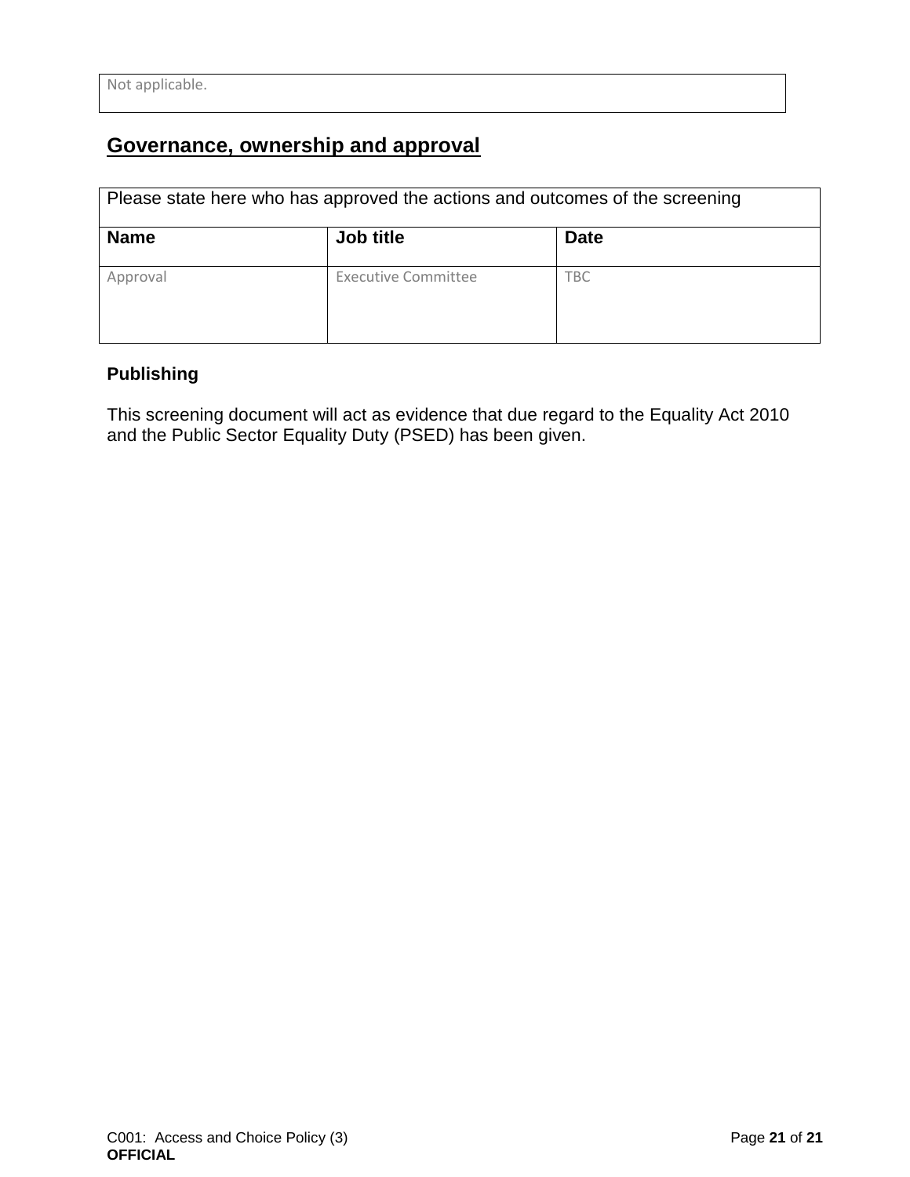| |
|---|
| Not applicable. |

## Governance, ownership and approval

| Please state here who has approved the actions and outcomes of the screening | | |
|---|---|---|
| **Name** | **Job title** | **Date** |
| Approval | Executive Committee | TBC |

**Publishing**

This screening document will act as evidence that due regard to the Equality Act 2010 and the Public Sector Equality Duty (PSED) has been given.